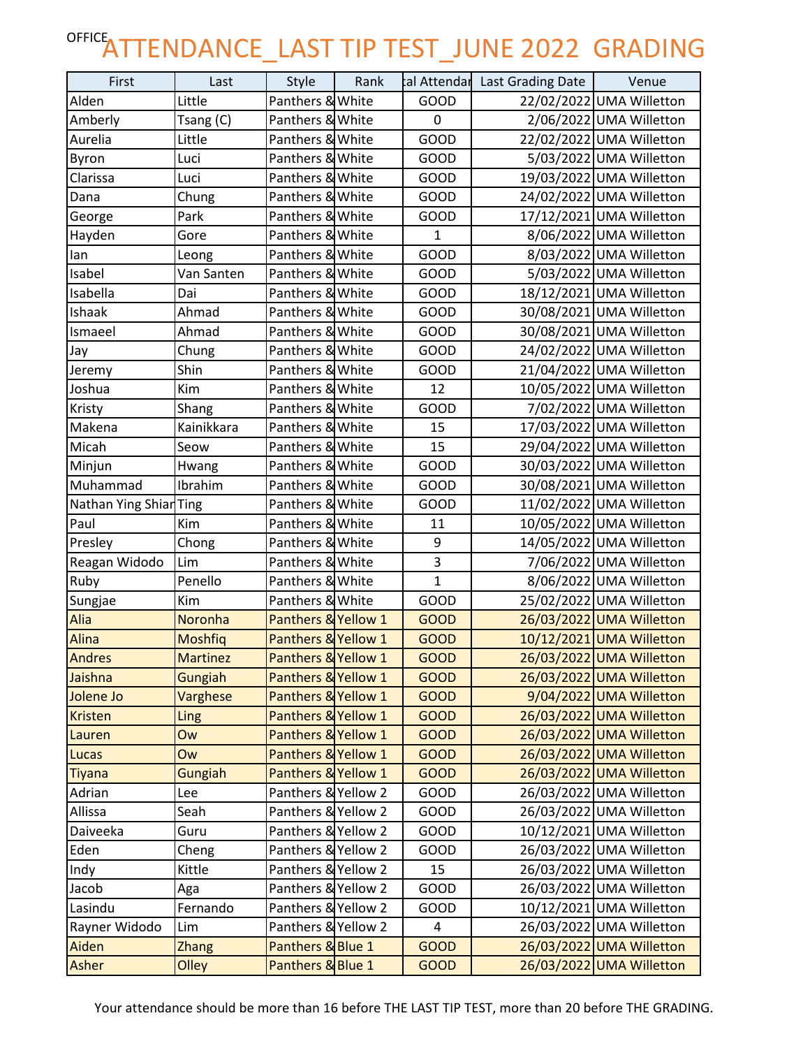OFFICE

# ATTENDANCE_LAST TIP TEST_JUNE 2022 GRADING

| First | Last | Style | Rank | tal Attendar | Last Grading Date | Venue |
|---|---|---|---|---|---|---|
| Alden | Little | Panthers & | White | GOOD | 22/02/2022 | UMA Willetton |
| Amberly | Tsang (C) | Panthers & | White | 0 | 2/06/2022 | UMA Willetton |
| Aurelia | Little | Panthers & | White | GOOD | 22/02/2022 | UMA Willetton |
| Byron | Luci | Panthers & | White | GOOD | 5/03/2022 | UMA Willetton |
| Clarissa | Luci | Panthers & | White | GOOD | 19/03/2022 | UMA Willetton |
| Dana | Chung | Panthers & | White | GOOD | 24/02/2022 | UMA Willetton |
| George | Park | Panthers & | White | GOOD | 17/12/2021 | UMA Willetton |
| Hayden | Gore | Panthers & | White | 1 | 8/06/2022 | UMA Willetton |
| Ian | Leong | Panthers & | White | GOOD | 8/03/2022 | UMA Willetton |
| Isabel | Van Santen | Panthers & | White | GOOD | 5/03/2022 | UMA Willetton |
| Isabella | Dai | Panthers & | White | GOOD | 18/12/2021 | UMA Willetton |
| Ishaak | Ahmad | Panthers & | White | GOOD | 30/08/2021 | UMA Willetton |
| Ismaeel | Ahmad | Panthers & | White | GOOD | 30/08/2021 | UMA Willetton |
| Jay | Chung | Panthers & | White | GOOD | 24/02/2022 | UMA Willetton |
| Jeremy | Shin | Panthers & | White | GOOD | 21/04/2022 | UMA Willetton |
| Joshua | Kim | Panthers & | White | 12 | 10/05/2022 | UMA Willetton |
| Kristy | Shang | Panthers & | White | GOOD | 7/02/2022 | UMA Willetton |
| Makena | Kainikkara | Panthers & | White | 15 | 17/03/2022 | UMA Willetton |
| Micah | Seow | Panthers & | White | 15 | 29/04/2022 | UMA Willetton |
| Minjun | Hwang | Panthers & | White | GOOD | 30/03/2022 | UMA Willetton |
| Muhammad | Ibrahim | Panthers & | White | GOOD | 30/08/2021 | UMA Willetton |
| Nathan Ying Shiar | Ting | Panthers & | White | GOOD | 11/02/2022 | UMA Willetton |
| Paul | Kim | Panthers & | White | 11 | 10/05/2022 | UMA Willetton |
| Presley | Chong | Panthers & | White | 9 | 14/05/2022 | UMA Willetton |
| Reagan Widodo | Lim | Panthers & | White | 3 | 7/06/2022 | UMA Willetton |
| Ruby | Penello | Panthers & | White | 1 | 8/06/2022 | UMA Willetton |
| Sungjae | Kim | Panthers & | White | GOOD | 25/02/2022 | UMA Willetton |
| Alia | Noronha | Panthers & | Yellow 1 | GOOD | 26/03/2022 | UMA Willetton |
| Alina | Moshfiq | Panthers & | Yellow 1 | GOOD | 10/12/2021 | UMA Willetton |
| Andres | Martinez | Panthers & | Yellow 1 | GOOD | 26/03/2022 | UMA Willetton |
| Jaishna | Gungiah | Panthers & | Yellow 1 | GOOD | 26/03/2022 | UMA Willetton |
| Jolene Jo | Varghese | Panthers & | Yellow 1 | GOOD | 9/04/2022 | UMA Willetton |
| Kristen | Ling | Panthers & | Yellow 1 | GOOD | 26/03/2022 | UMA Willetton |
| Lauren | Ow | Panthers & | Yellow 1 | GOOD | 26/03/2022 | UMA Willetton |
| Lucas | Ow | Panthers & | Yellow 1 | GOOD | 26/03/2022 | UMA Willetton |
| Tiyana | Gungiah | Panthers & | Yellow 1 | GOOD | 26/03/2022 | UMA Willetton |
| Adrian | Lee | Panthers & | Yellow 2 | GOOD | 26/03/2022 | UMA Willetton |
| Allissa | Seah | Panthers & | Yellow 2 | GOOD | 26/03/2022 | UMA Willetton |
| Daiveeka | Guru | Panthers & | Yellow 2 | GOOD | 10/12/2021 | UMA Willetton |
| Eden | Cheng | Panthers & | Yellow 2 | GOOD | 26/03/2022 | UMA Willetton |
| Indy | Kittle | Panthers & | Yellow 2 | 15 | 26/03/2022 | UMA Willetton |
| Jacob | Aga | Panthers & | Yellow 2 | GOOD | 26/03/2022 | UMA Willetton |
| Lasindu | Fernando | Panthers & | Yellow 2 | GOOD | 10/12/2021 | UMA Willetton |
| Rayner Widodo | Lim | Panthers & | Yellow 2 | 4 | 26/03/2022 | UMA Willetton |
| Aiden | Zhang | Panthers & | Blue 1 | GOOD | 26/03/2022 | UMA Willetton |
| Asher | Olley | Panthers & | Blue 1 | GOOD | 26/03/2022 | UMA Willetton |

Your attendance should be more than 16 before THE LAST TIP TEST, more than 20 before THE GRADING.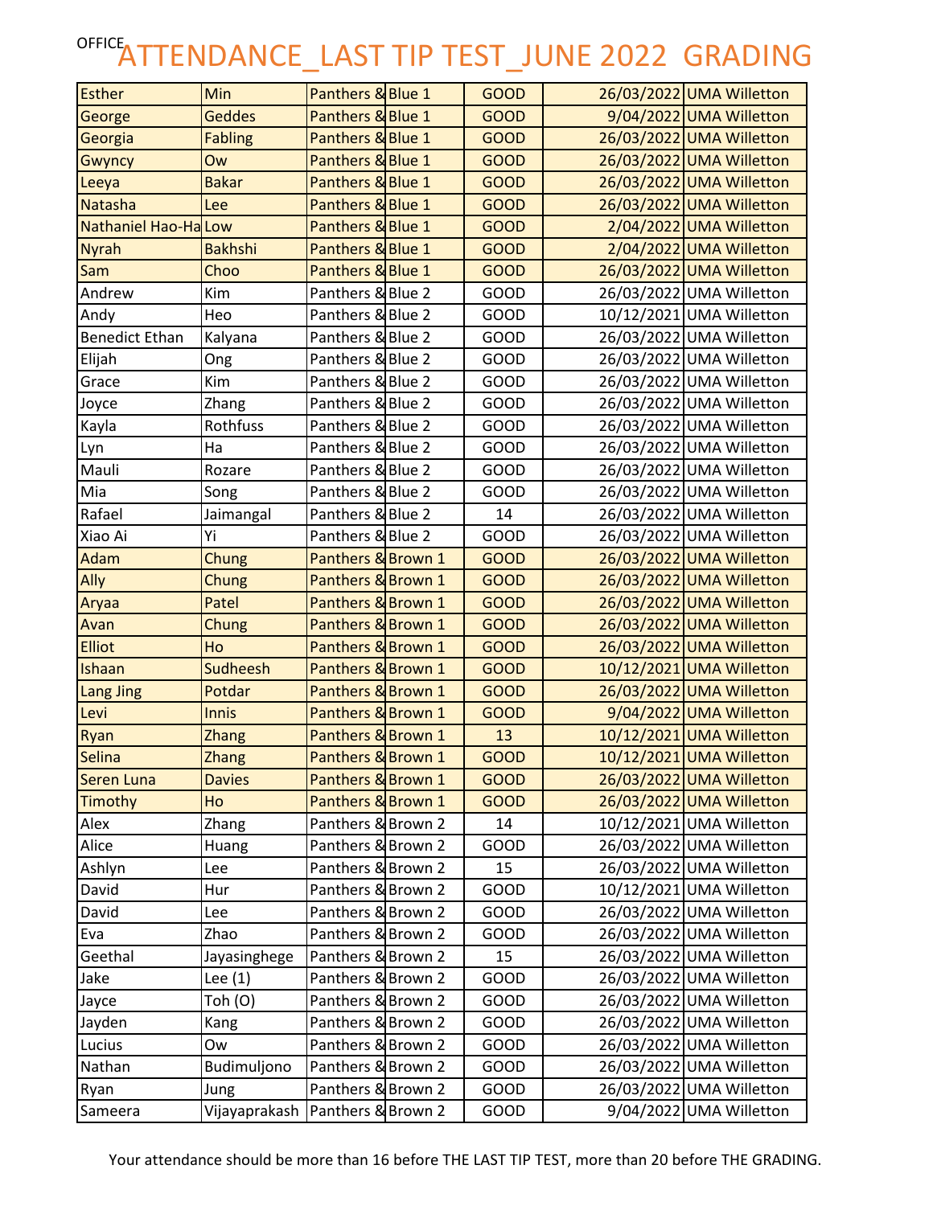# ATTENDANCE_LAST TIP TEST_JUNE 2022 GRADING

OFFICE

| | | | | | | |
|---|---|---|---|---|---|---|
| Esther | Min | Panthers & | Blue 1 | GOOD | 26/03/2022 | UMA Willetton |
| George | Geddes | Panthers & | Blue 1 | GOOD | 9/04/2022 | UMA Willetton |
| Georgia | Fabling | Panthers & | Blue 1 | GOOD | 26/03/2022 | UMA Willetton |
| Gwyncy | Ow | Panthers & | Blue 1 | GOOD | 26/03/2022 | UMA Willetton |
| Leeya | Bakar | Panthers & | Blue 1 | GOOD | 26/03/2022 | UMA Willetton |
| Natasha | Lee | Panthers & | Blue 1 | GOOD | 26/03/2022 | UMA Willetton |
| Nathaniel Hao-Ha | Low | Panthers & | Blue 1 | GOOD | 2/04/2022 | UMA Willetton |
| Nyrah | Bakhshi | Panthers & | Blue 1 | GOOD | 2/04/2022 | UMA Willetton |
| Sam | Choo | Panthers & | Blue 1 | GOOD | 26/03/2022 | UMA Willetton |
| Andrew | Kim | Panthers & | Blue 2 | GOOD | 26/03/2022 | UMA Willetton |
| Andy | Heo | Panthers & | Blue 2 | GOOD | 10/12/2021 | UMA Willetton |
| Benedict Ethan | Kalyana | Panthers & | Blue 2 | GOOD | 26/03/2022 | UMA Willetton |
| Elijah | Ong | Panthers & | Blue 2 | GOOD | 26/03/2022 | UMA Willetton |
| Grace | Kim | Panthers & | Blue 2 | GOOD | 26/03/2022 | UMA Willetton |
| Joyce | Zhang | Panthers & | Blue 2 | GOOD | 26/03/2022 | UMA Willetton |
| Kayla | Rothfuss | Panthers & | Blue 2 | GOOD | 26/03/2022 | UMA Willetton |
| Lyn | Ha | Panthers & | Blue 2 | GOOD | 26/03/2022 | UMA Willetton |
| Mauli | Rozare | Panthers & | Blue 2 | GOOD | 26/03/2022 | UMA Willetton |
| Mia | Song | Panthers & | Blue 2 | GOOD | 26/03/2022 | UMA Willetton |
| Rafael | Jaimangal | Panthers & | Blue 2 | 14 | 26/03/2022 | UMA Willetton |
| Xiao Ai | Yi | Panthers & | Blue 2 | GOOD | 26/03/2022 | UMA Willetton |
| Adam | Chung | Panthers & | Brown 1 | GOOD | 26/03/2022 | UMA Willetton |
| Ally | Chung | Panthers & | Brown 1 | GOOD | 26/03/2022 | UMA Willetton |
| Aryaa | Patel | Panthers & | Brown 1 | GOOD | 26/03/2022 | UMA Willetton |
| Avan | Chung | Panthers & | Brown 1 | GOOD | 26/03/2022 | UMA Willetton |
| Elliot | Ho | Panthers & | Brown 1 | GOOD | 26/03/2022 | UMA Willetton |
| Ishaan | Sudheesh | Panthers & | Brown 1 | GOOD | 10/12/2021 | UMA Willetton |
| Lang Jing | Potdar | Panthers & | Brown 1 | GOOD | 26/03/2022 | UMA Willetton |
| Levi | Innis | Panthers & | Brown 1 | GOOD | 9/04/2022 | UMA Willetton |
| Ryan | Zhang | Panthers & | Brown 1 | 13 | 10/12/2021 | UMA Willetton |
| Selina | Zhang | Panthers & | Brown 1 | GOOD | 10/12/2021 | UMA Willetton |
| Seren Luna | Davies | Panthers & | Brown 1 | GOOD | 26/03/2022 | UMA Willetton |
| Timothy | Ho | Panthers & | Brown 1 | GOOD | 26/03/2022 | UMA Willetton |
| Alex | Zhang | Panthers & | Brown 2 | 14 | 10/12/2021 | UMA Willetton |
| Alice | Huang | Panthers & | Brown 2 | GOOD | 26/03/2022 | UMA Willetton |
| Ashlyn | Lee | Panthers & | Brown 2 | 15 | 26/03/2022 | UMA Willetton |
| David | Hur | Panthers & | Brown 2 | GOOD | 10/12/2021 | UMA Willetton |
| David | Lee | Panthers & | Brown 2 | GOOD | 26/03/2022 | UMA Willetton |
| Eva | Zhao | Panthers & | Brown 2 | GOOD | 26/03/2022 | UMA Willetton |
| Geethal | Jayasinghege | Panthers & | Brown 2 | 15 | 26/03/2022 | UMA Willetton |
| Jake | Lee (1) | Panthers & | Brown 2 | GOOD | 26/03/2022 | UMA Willetton |
| Jayce | Toh (O) | Panthers & | Brown 2 | GOOD | 26/03/2022 | UMA Willetton |
| Jayden | Kang | Panthers & | Brown 2 | GOOD | 26/03/2022 | UMA Willetton |
| Lucius | Ow | Panthers & | Brown 2 | GOOD | 26/03/2022 | UMA Willetton |
| Nathan | Budimuljono | Panthers & | Brown 2 | GOOD | 26/03/2022 | UMA Willetton |
| Ryan | Jung | Panthers & | Brown 2 | GOOD | 26/03/2022 | UMA Willetton |
| Sameera | Vijayaprakash | Panthers & | Brown 2 | GOOD | 9/04/2022 | UMA Willetton |

Your attendance should be more than 16 before THE LAST TIP TEST, more than 20 before THE GRADING.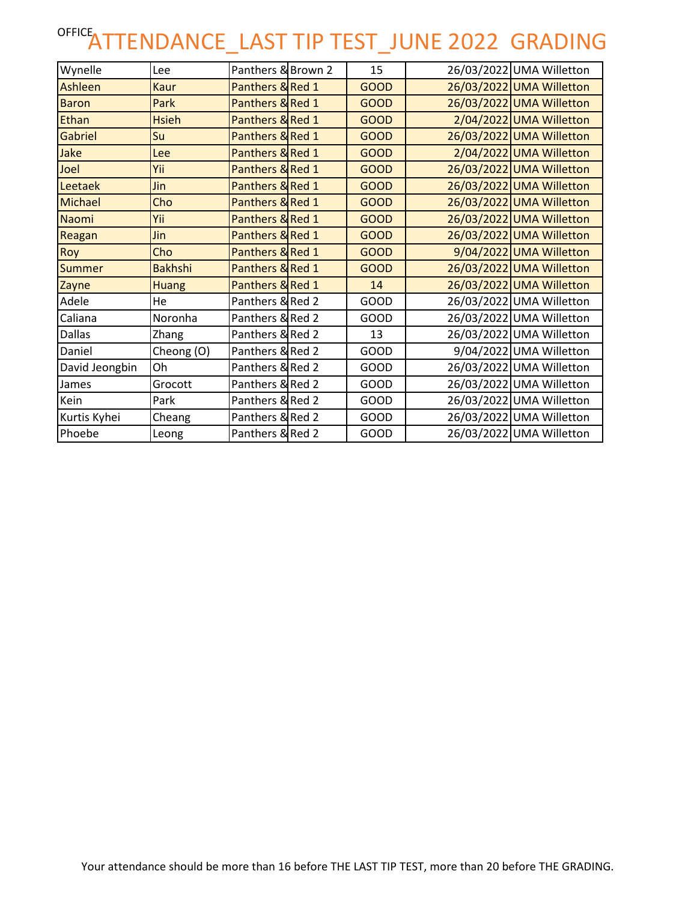OFFICE

# ATTENDANCE_LAST TIP TEST_JUNE 2022 GRADING

| | | | | | | |
|---|---|---|---|---|---|---|
| Wynelle | Lee | Panthers & | Brown 2 | 15 | 26/03/2022 | UMA Willetton |
| Ashleen | Kaur | Panthers & | Red 1 | GOOD | 26/03/2022 | UMA Willetton |
| Baron | Park | Panthers & | Red 1 | GOOD | 26/03/2022 | UMA Willetton |
| Ethan | Hsieh | Panthers & | Red 1 | GOOD | 2/04/2022 | UMA Willetton |
| Gabriel | Su | Panthers & | Red 1 | GOOD | 26/03/2022 | UMA Willetton |
| Jake | Lee | Panthers & | Red 1 | GOOD | 2/04/2022 | UMA Willetton |
| Joel | Yii | Panthers & | Red 1 | GOOD | 26/03/2022 | UMA Willetton |
| Leetaek | Jin | Panthers & | Red 1 | GOOD | 26/03/2022 | UMA Willetton |
| Michael | Cho | Panthers & | Red 1 | GOOD | 26/03/2022 | UMA Willetton |
| Naomi | Yii | Panthers & | Red 1 | GOOD | 26/03/2022 | UMA Willetton |
| Reagan | Jin | Panthers & | Red 1 | GOOD | 26/03/2022 | UMA Willetton |
| Roy | Cho | Panthers & | Red 1 | GOOD | 9/04/2022 | UMA Willetton |
| Summer | Bakhshi | Panthers & | Red 1 | GOOD | 26/03/2022 | UMA Willetton |
| Zayne | Huang | Panthers & | Red 1 | 14 | 26/03/2022 | UMA Willetton |
| Adele | He | Panthers & | Red 2 | GOOD | 26/03/2022 | UMA Willetton |
| Caliana | Noronha | Panthers & | Red 2 | GOOD | 26/03/2022 | UMA Willetton |
| Dallas | Zhang | Panthers & | Red 2 | 13 | 26/03/2022 | UMA Willetton |
| Daniel | Cheong (O) | Panthers & | Red 2 | GOOD | 9/04/2022 | UMA Willetton |
| David Jeongbin | Oh | Panthers & | Red 2 | GOOD | 26/03/2022 | UMA Willetton |
| James | Grocott | Panthers & | Red 2 | GOOD | 26/03/2022 | UMA Willetton |
| Kein | Park | Panthers & | Red 2 | GOOD | 26/03/2022 | UMA Willetton |
| Kurtis Kyhei | Cheang | Panthers & | Red 2 | GOOD | 26/03/2022 | UMA Willetton |
| Phoebe | Leong | Panthers & | Red 2 | GOOD | 26/03/2022 | UMA Willetton |

Your attendance should be more than 16 before THE LAST TIP TEST, more than 20 before THE GRADING.